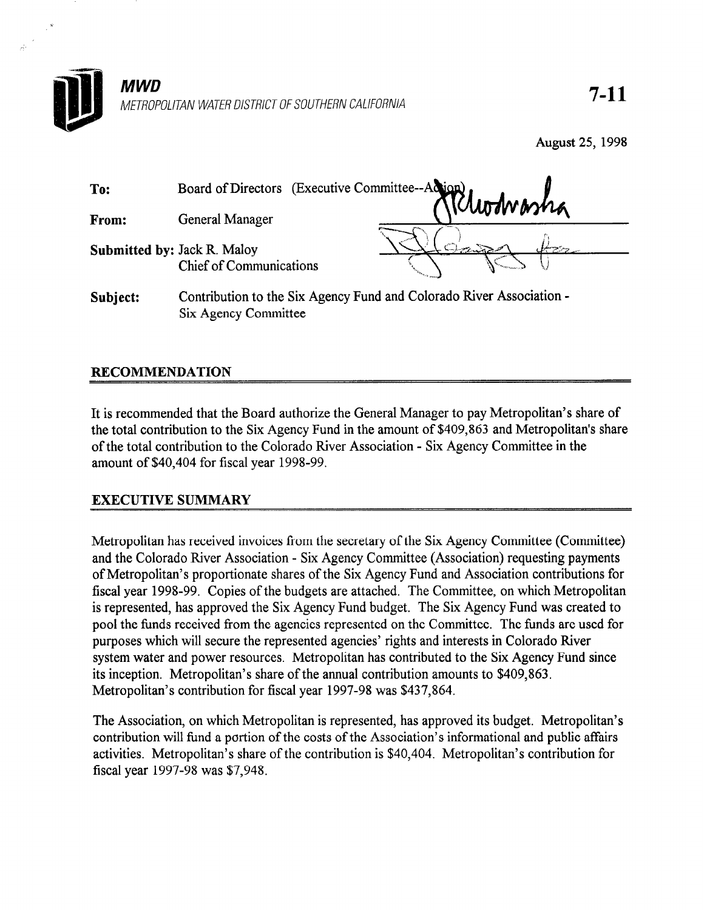**MWD**

*METROPOLITAN WATER DISTRICT OF SOUTHERN CALIFORNIA*

**7-11**

August 25, 1998

**To:** Board of Directors (Executive Committee--Action)

**From:** General Manager

**Submitted by:** Jack R. Maloy
Chief of Communications

**Subject:** Contribution to the Six Agency Fund and Colorado River Association - Six Agency Committee

## RECOMMENDATION

It is recommended that the Board authorize the General Manager to pay Metropolitan's share of the total contribution to the Six Agency Fund in the amount of $409,863 and Metropolitan's share of the total contribution to the Colorado River Association - Six Agency Committee in the amount of $40,404 for fiscal year 1998-99.

## EXECUTIVE SUMMARY

Metropolitan has received invoices from the secretary of the Six Agency Committee (Committee) and the Colorado River Association - Six Agency Committee (Association) requesting payments of Metropolitan's proportionate shares of the Six Agency Fund and Association contributions for fiscal year 1998-99. Copies of the budgets are attached. The Committee, on which Metropolitan is represented, has approved the Six Agency Fund budget. The Six Agency Fund was created to pool the funds received from the agencies represented on the Committee. The funds are used for purposes which will secure the represented agencies' rights and interests in Colorado River system water and power resources. Metropolitan has contributed to the Six Agency Fund since its inception. Metropolitan's share of the annual contribution amounts to $409,863. Metropolitan's contribution for fiscal year 1997-98 was $437,864.

The Association, on which Metropolitan is represented, has approved its budget. Metropolitan's contribution will fund a portion of the costs of the Association's informational and public affairs activities. Metropolitan's share of the contribution is $40,404. Metropolitan's contribution for fiscal year 1997-98 was $7,948.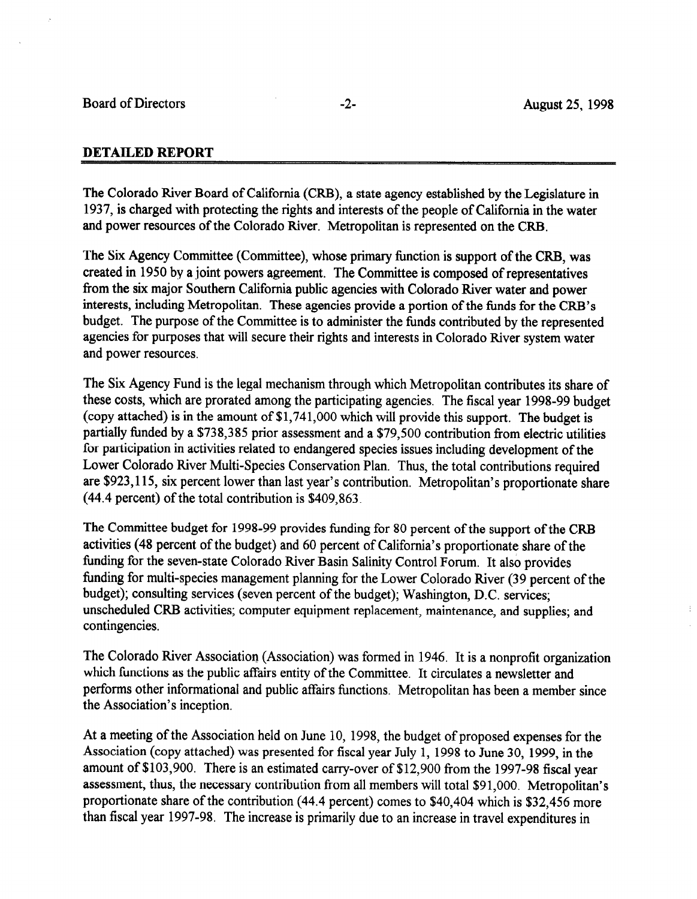## DETAILED REPORT

The Colorado River Board of California (CRB), a state agency established by the Legislature in 1937, is charged with protecting the rights and interests of the people of California in the water and power resources of the Colorado River. Metropolitan is represented on the CRB.

The Six Agency Committee (Committee), whose primary function is support of the CRB, was created in 1950 by a joint powers agreement. The Committee is composed of representatives from the six major Southern California public agencies with Colorado River water and power interests, including Metropolitan. These agencies provide a portion of the funds for the CRB's budget. The purpose of the Committee is to administer the funds contributed by the represented agencies for purposes that will secure their rights and interests in Colorado River system water and power resources.

The Six Agency Fund is the legal mechanism through which Metropolitan contributes its share of these costs, which are prorated among the participating agencies. The fiscal year 1998-99 budget (copy attached) is in the amount of $1,741,000 which will provide this support. The budget is partially funded by a $738,385 prior assessment and a $79,500 contribution from electric utilities for participation in activities related to endangered species issues including development of the Lower Colorado River Multi-Species Conservation Plan. Thus, the total contributions required are $923,115, six percent lower than last year's contribution. Metropolitan's proportionate share (44.4 percent) of the total contribution is $409,863.

The Committee budget for 1998-99 provides funding for 80 percent of the support of the CRB activities (48 percent of the budget) and 60 percent of California's proportionate share of the funding for the seven-state Colorado River Basin Salinity Control Forum. It also provides funding for multi-species management planning for the Lower Colorado River (39 percent of the budget); consulting services (seven percent of the budget); Washington, D.C. services; unscheduled CRB activities; computer equipment replacement, maintenance, and supplies; and contingencies.

The Colorado River Association (Association) was formed in 1946. It is a nonprofit organization which functions as the public affairs entity of the Committee. It circulates a newsletter and performs other informational and public affairs functions. Metropolitan has been a member since the Association's inception.

At a meeting of the Association held on June 10, 1998, the budget of proposed expenses for the Association (copy attached) was presented for fiscal year July 1, 1998 to June 30, 1999, in the amount of $103,900. There is an estimated carry-over of $12,900 from the 1997-98 fiscal year assessment, thus, the necessary contribution from all members will total $91,000. Metropolitan's proportionate share of the contribution (44.4 percent) comes to $40,404 which is $32,456 more than fiscal year 1997-98. The increase is primarily due to an increase in travel expenditures in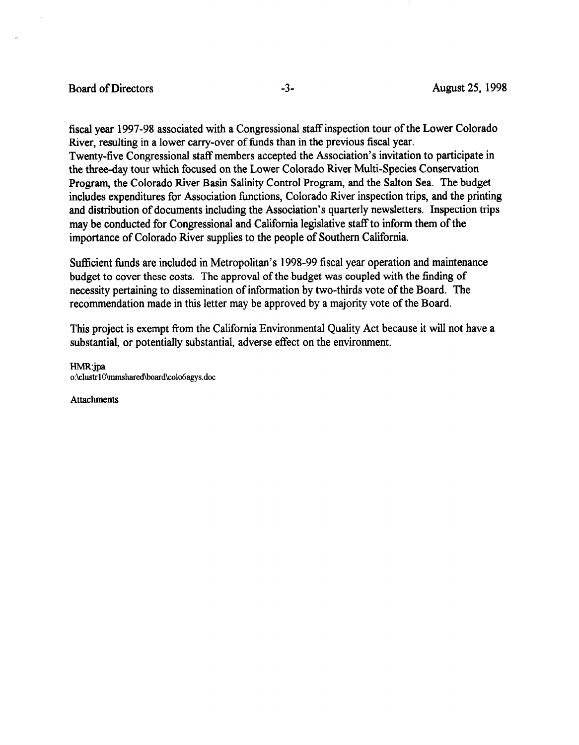fiscal year 1997-98 associated with a Congressional staff inspection tour of the Lower Colorado River, resulting in a lower carry-over of funds than in the previous fiscal year.
Twenty-five Congressional staff members accepted the Association's invitation to participate in the three-day tour which focused on the Lower Colorado River Multi-Species Conservation Program, the Colorado River Basin Salinity Control Program, and the Salton Sea. The budget includes expenditures for Association functions, Colorado River inspection trips, and the printing and distribution of documents including the Association's quarterly newsletters. Inspection trips may be conducted for Congressional and California legislative staff to inform them of the importance of Colorado River supplies to the people of Southern California.

Sufficient funds are included in Metropolitan's 1998-99 fiscal year operation and maintenance budget to cover these costs. The approval of the budget was coupled with the finding of necessity pertaining to dissemination of information by two-thirds vote of the Board. The recommendation made in this letter may be approved by a majority vote of the Board.

This project is exempt from the California Environmental Quality Act because it will not have a substantial, or potentially substantial, adverse effect on the environment.

HMR:jpa
o:\clustr10\mmshared\board\colo6agys.doc

Attachments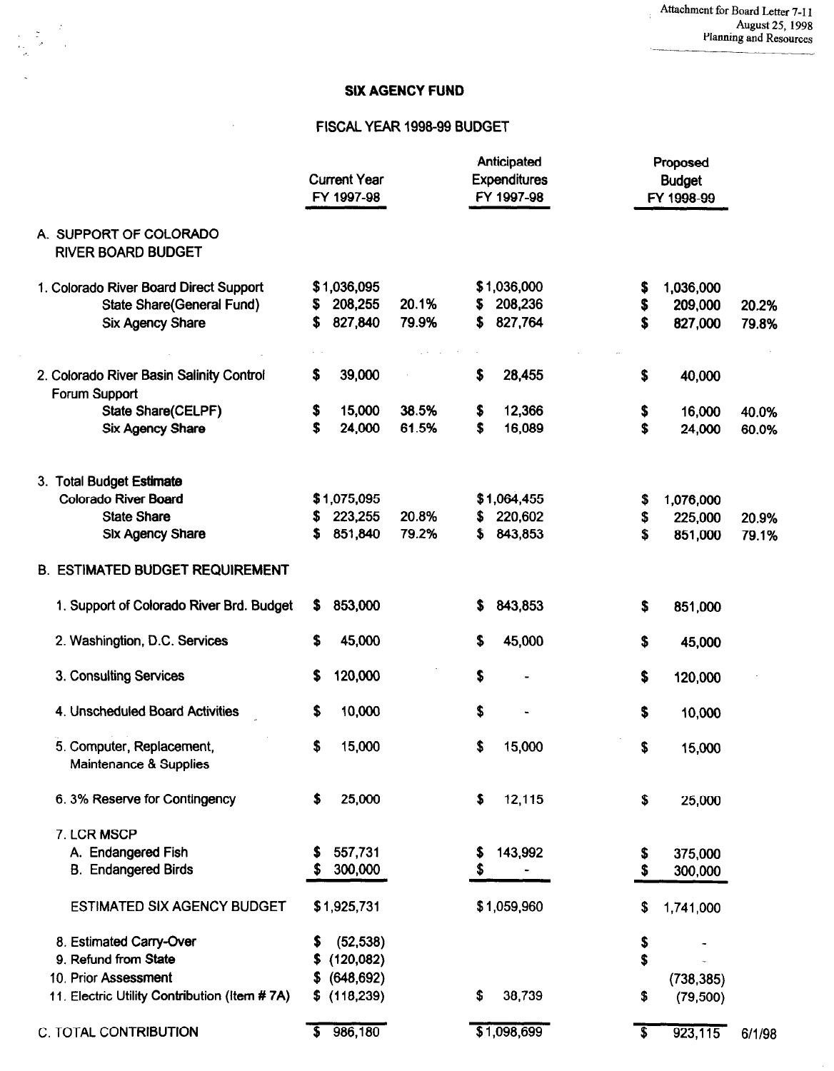Attachment for Board Letter 7-11
August 25, 1998
Planning and Resources

# SIX AGENCY FUND

## FISCAL YEAR 1998-99 BUDGET

| | Current Year FY 1997-98 | | Anticipated Expenditures FY 1997-98 | Proposed Budget FY 1998-99 | |
|---|---|---|---|---|---|
| **A. SUPPORT OF COLORADO RIVER BOARD BUDGET** | | | | | |
| 1. Colorado River Board Direct Support | $1,036,095 | | $1,036,000 | $ 1,036,000 | |
| State Share(General Fund) | $ 208,255 | 20.1% | $ 208,236 | $ 209,000 | 20.2% |
| Six Agency Share | $ 827,840 | 79.9% | $ 827,764 | $ 827,000 | 79.8% |
| 2. Colorado River Basin Salinity Control Forum Support | $ 39,000 | | $ 28,455 | $ 40,000 | |
| State Share(CELPF) | $ 15,000 | 38.5% | $ 12,366 | $ 16,000 | 40.0% |
| Six Agency Share | $ 24,000 | 61.5% | $ 16,089 | $ 24,000 | 60.0% |
| 3. Total Budget Estimate | | | | | |
| Colorado River Board | $1,075,095 | | $1,064,455 | $ 1,076,000 | |
| State Share | $ 223,255 | 20.8% | $ 220,602 | $ 225,000 | 20.9% |
| Six Agency Share | $ 851,840 | 79.2% | $ 843,853 | $ 851,000 | 79.1% |
| **B. ESTIMATED BUDGET REQUIREMENT** | | | | | |
| 1. Support of Colorado River Brd. Budget | $ 853,000 | | $ 843,853 | $ 851,000 | |
| 2. Washingtion, D.C. Services | $ 45,000 | | $ 45,000 | $ 45,000 | |
| 3. Consulting Services | $ 120,000 | | $ - | $ 120,000 | |
| 4. Unscheduled Board Activities | $ 10,000 | | $ - | $ 10,000 | |
| 5. Computer, Replacement, Maintenance & Supplies | $ 15,000 | | $ 15,000 | $ 15,000 | |
| 6. 3% Reserve for Contingency | $ 25,000 | | $ 12,115 | $ 25,000 | |
| 7. LCR MSCP | | | | | |
| A. Endangered Fish | $ 557,731 | | $ 143,992 | $ 375,000 | |
| B. Endangered Birds | $ 300,000 | | $ - | $ 300,000 | |
| ESTIMATED SIX AGENCY BUDGET | $1,925,731 | | $1,059,960 | $ 1,741,000 | |
| 8. Estimated Carry-Over | $ (52,538) | | | $ - | |
| 9. Refund from State | $ (120,082) | | | $ - | |
| 10. Prior Assessment | $ (648,692) | | | (738,385) | |
| 11. Electric Utility Contribution (Item # 7A) | $ (118,239) | | $ 38,739 | $ (79,500) | |
| C. TOTAL CONTRIBUTION | $ 986,180 | | $1,098,699 | $ 923,115 | 6/1/98 |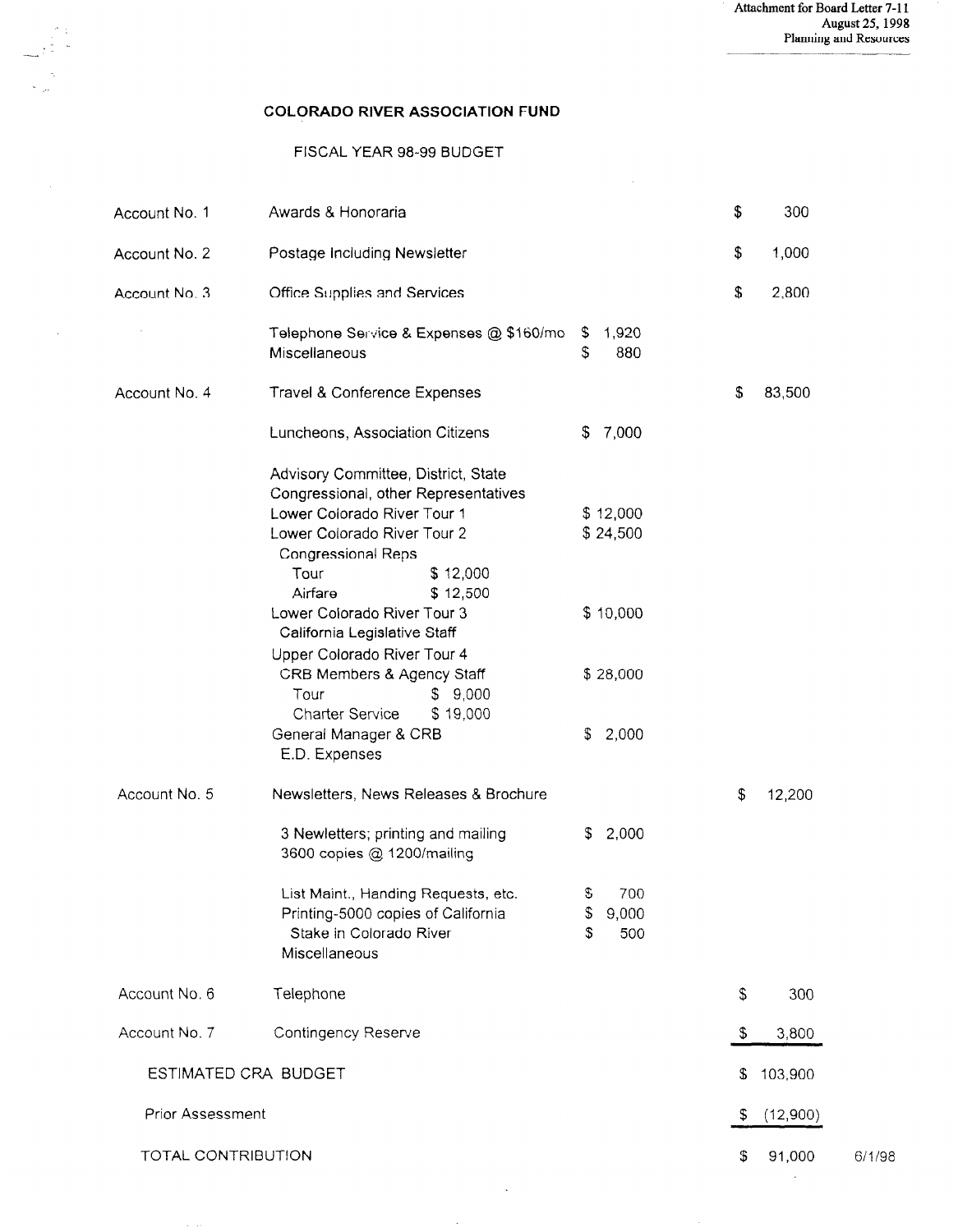Attachment for Board Letter 7-11
August 25, 1998
Planning and Resources

# COLORADO RIVER ASSOCIATION FUND

## FISCAL YEAR 98-99 BUDGET

| | | | |
|---|---|---|---|
| Account No. 1 | Awards & Honoraria | | $ 300 |
| Account No. 2 | Postage Including Newsletter | | $ 1,000 |
| Account No. 3 | Office Supplies and Services | | $ 2,800 |
| | Telephone Service & Expenses @ $160/mo | $ 1,920 | |
| | Miscellaneous | $ 880 | |
| Account No. 4 | Travel & Conference Expenses | | $ 83,500 |
| | Luncheons, Association Citizens | $ 7,000 | |
| | Advisory Committee, District, State Congressional, other Representatives | | |
| | Lower Colorado River Tour 1 | $ 12,000 | |
| | Lower Colorado River Tour 2 | $ 24,500 | |
| | Congressional Reps | | |
| | Tour $ 12,000 | | |
| | Airfare $ 12,500 | | |
| | Lower Colorado River Tour 3 | $ 10,000 | |
| | California Legislative Staff | | |
| | Upper Colorado River Tour 4 | | |
| | CRB Members & Agency Staff | $ 28,000 | |
| | Tour $ 9,000 | | |
| | Charter Service $ 19,000 | | |
| | General Manager & CRB E.D. Expenses | $ 2,000 | |
| Account No. 5 | Newsletters, News Releases & Brochure | | $ 12,200 |
| | 3 Newletters; printing and mailing 3600 copies @ 1200/mailing | $ 2,000 | |
| | List Maint., Handing Requests, etc. | $ 700 | |
| | Printing-5000 copies of California Stake in Colorado River | $ 9,000 | |
| | Miscellaneous | $ 500 | |
| Account No. 6 | Telephone | | $ 300 |
| Account No. 7 | Contingency Reserve | | $ 3,800 |
| ESTIMATED CRA BUDGET | | | $ 103,900 |
| Prior Assessment | | | $ (12,900) |
| TOTAL CONTRIBUTION | | | $ 91,000 |

6/1/98